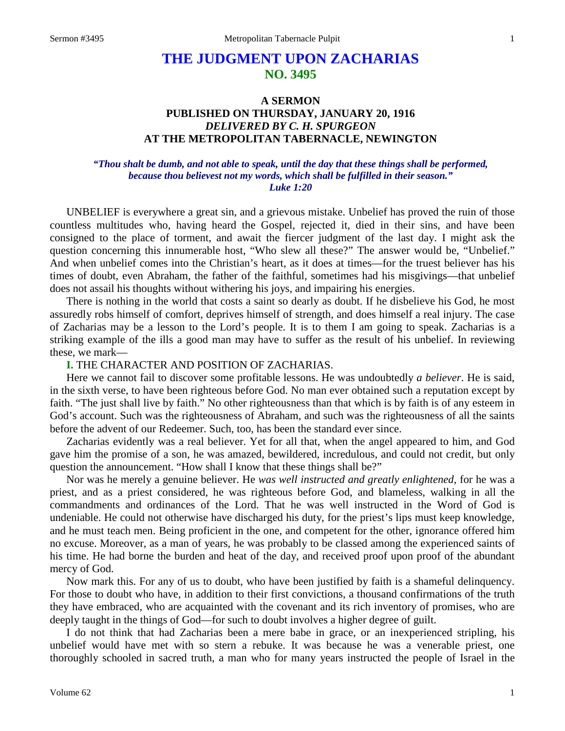# THE JUDGMENT UPON ZACHARIAS
## NO. 3495

### A SERMON
### PUBLISHED ON THURSDAY, JANUARY 20, 1916
### *DELIVERED BY C. H. SPURGEON*
### AT THE METROPOLITAN TABERNACLE, NEWINGTON

***"Thou shalt be dumb, and not able to speak, until the day that these things shall be performed, because thou believest not my words, which shall be fulfilled in their season." Luke 1:20***

UNBELIEF is everywhere a great sin, and a grievous mistake. Unbelief has proved the ruin of those countless multitudes who, having heard the Gospel, rejected it, died in their sins, and have been consigned to the place of torment, and await the fiercer judgment of the last day. I might ask the question concerning this innumerable host, "Who slew all these?" The answer would be, "Unbelief." And when unbelief comes into the Christian's heart, as it does at times—for the truest believer has his times of doubt, even Abraham, the father of the faithful, sometimes had his misgivings—that unbelief does not assail his thoughts without withering his joys, and impairing his energies.

There is nothing in the world that costs a saint so dearly as doubt. If he disbelieve his God, he most assuredly robs himself of comfort, deprives himself of strength, and does himself a real injury. The case of Zacharias may be a lesson to the Lord's people. It is to them I am going to speak. Zacharias is a striking example of the ills a good man may have to suffer as the result of his unbelief. In reviewing these, we mark—

**I.** THE CHARACTER AND POSITION OF ZACHARIAS.

Here we cannot fail to discover some profitable lessons. He was undoubtedly *a believer*. He is said, in the sixth verse, to have been righteous before God. No man ever obtained such a reputation except by faith. "The just shall live by faith." No other righteousness than that which is by faith is of any esteem in God's account. Such was the righteousness of Abraham, and such was the righteousness of all the saints before the advent of our Redeemer. Such, too, has been the standard ever since.

Zacharias evidently was a real believer. Yet for all that, when the angel appeared to him, and God gave him the promise of a son, he was amazed, bewildered, incredulous, and could not credit, but only question the announcement. "How shall I know that these things shall be?"

Nor was he merely a genuine believer. He *was well instructed and greatly enlightened,* for he was a priest, and as a priest considered, he was righteous before God, and blameless, walking in all the commandments and ordinances of the Lord. That he was well instructed in the Word of God is undeniable. He could not otherwise have discharged his duty, for the priest's lips must keep knowledge, and he must teach men. Being proficient in the one, and competent for the other, ignorance offered him no excuse. Moreover, as a man of years, he was probably to be classed among the experienced saints of his time. He had borne the burden and heat of the day, and received proof upon proof of the abundant mercy of God.

Now mark this. For any of us to doubt, who have been justified by faith is a shameful delinquency. For those to doubt who have, in addition to their first convictions, a thousand confirmations of the truth they have embraced, who are acquainted with the covenant and its rich inventory of promises, who are deeply taught in the things of God—for such to doubt involves a higher degree of guilt.

I do not think that had Zacharias been a mere babe in grace, or an inexperienced stripling, his unbelief would have met with so stern a rebuke. It was because he was a venerable priest, one thoroughly schooled in sacred truth, a man who for many years instructed the people of Israel in the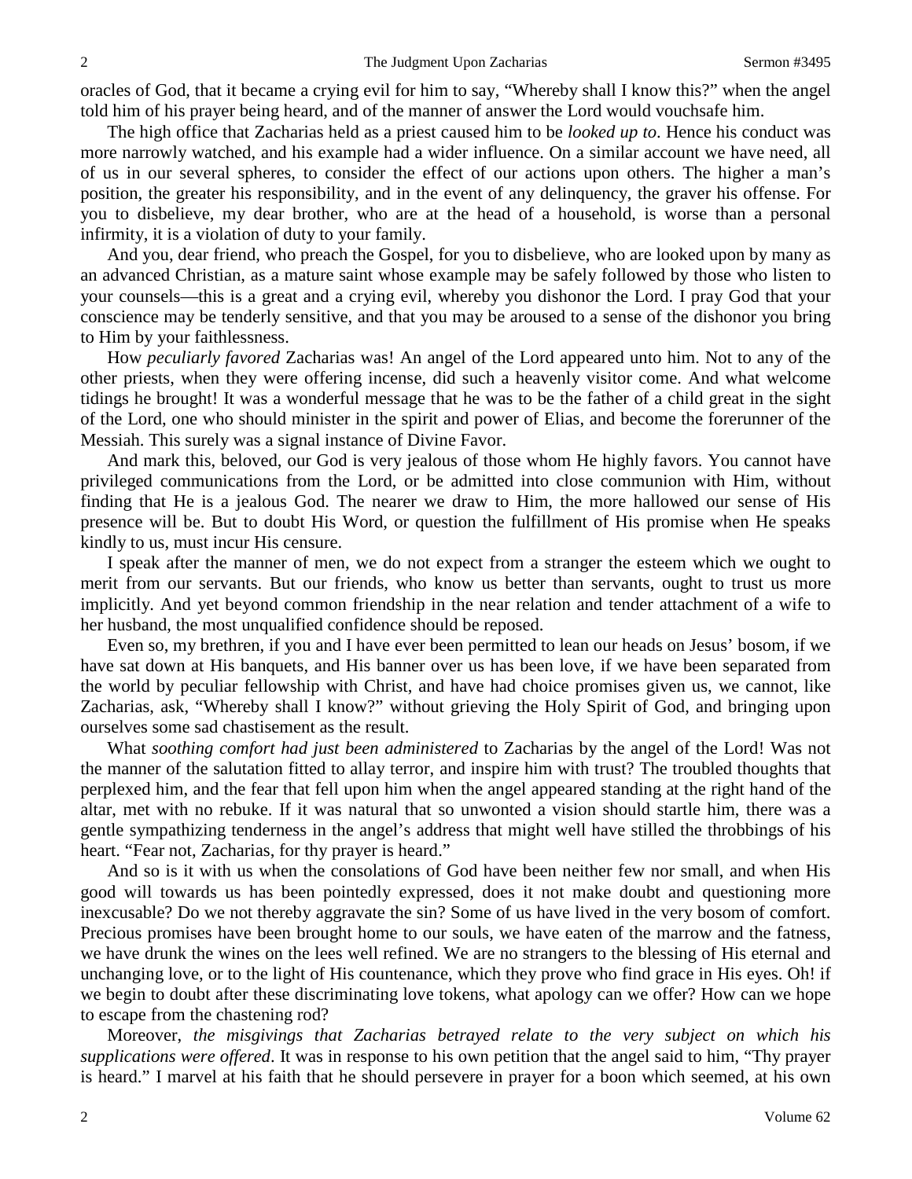oracles of God, that it became a crying evil for him to say, "Whereby shall I know this?" when the angel told him of his prayer being heard, and of the manner of answer the Lord would vouchsafe him.

The high office that Zacharias held as a priest caused him to be *looked up to*. Hence his conduct was more narrowly watched, and his example had a wider influence. On a similar account we have need, all of us in our several spheres, to consider the effect of our actions upon others. The higher a man's position, the greater his responsibility, and in the event of any delinquency, the graver his offense. For you to disbelieve, my dear brother, who are at the head of a household, is worse than a personal infirmity, it is a violation of duty to your family.

And you, dear friend, who preach the Gospel, for you to disbelieve, who are looked upon by many as an advanced Christian, as a mature saint whose example may be safely followed by those who listen to your counsels—this is a great and a crying evil, whereby you dishonor the Lord. I pray God that your conscience may be tenderly sensitive, and that you may be aroused to a sense of the dishonor you bring to Him by your faithlessness.

How *peculiarly favored* Zacharias was! An angel of the Lord appeared unto him. Not to any of the other priests, when they were offering incense, did such a heavenly visitor come. And what welcome tidings he brought! It was a wonderful message that he was to be the father of a child great in the sight of the Lord, one who should minister in the spirit and power of Elias, and become the forerunner of the Messiah. This surely was a signal instance of Divine Favor.

And mark this, beloved, our God is very jealous of those whom He highly favors. You cannot have privileged communications from the Lord, or be admitted into close communion with Him, without finding that He is a jealous God. The nearer we draw to Him, the more hallowed our sense of His presence will be. But to doubt His Word, or question the fulfillment of His promise when He speaks kindly to us, must incur His censure.

I speak after the manner of men, we do not expect from a stranger the esteem which we ought to merit from our servants. But our friends, who know us better than servants, ought to trust us more implicitly. And yet beyond common friendship in the near relation and tender attachment of a wife to her husband, the most unqualified confidence should be reposed.

Even so, my brethren, if you and I have ever been permitted to lean our heads on Jesus' bosom, if we have sat down at His banquets, and His banner over us has been love, if we have been separated from the world by peculiar fellowship with Christ, and have had choice promises given us, we cannot, like Zacharias, ask, "Whereby shall I know?" without grieving the Holy Spirit of God, and bringing upon ourselves some sad chastisement as the result.

What *soothing comfort had just been administered* to Zacharias by the angel of the Lord! Was not the manner of the salutation fitted to allay terror, and inspire him with trust? The troubled thoughts that perplexed him, and the fear that fell upon him when the angel appeared standing at the right hand of the altar, met with no rebuke. If it was natural that so unwonted a vision should startle him, there was a gentle sympathizing tenderness in the angel's address that might well have stilled the throbbings of his heart. "Fear not, Zacharias, for thy prayer is heard."

And so is it with us when the consolations of God have been neither few nor small, and when His good will towards us has been pointedly expressed, does it not make doubt and questioning more inexcusable? Do we not thereby aggravate the sin? Some of us have lived in the very bosom of comfort. Precious promises have been brought home to our souls, we have eaten of the marrow and the fatness, we have drunk the wines on the lees well refined. We are no strangers to the blessing of His eternal and unchanging love, or to the light of His countenance, which they prove who find grace in His eyes. Oh! if we begin to doubt after these discriminating love tokens, what apology can we offer? How can we hope to escape from the chastening rod?

Moreover, *the misgivings that Zacharias betrayed relate to the very subject on which his supplications were offered*. It was in response to his own petition that the angel said to him, "Thy prayer is heard." I marvel at his faith that he should persevere in prayer for a boon which seemed, at his own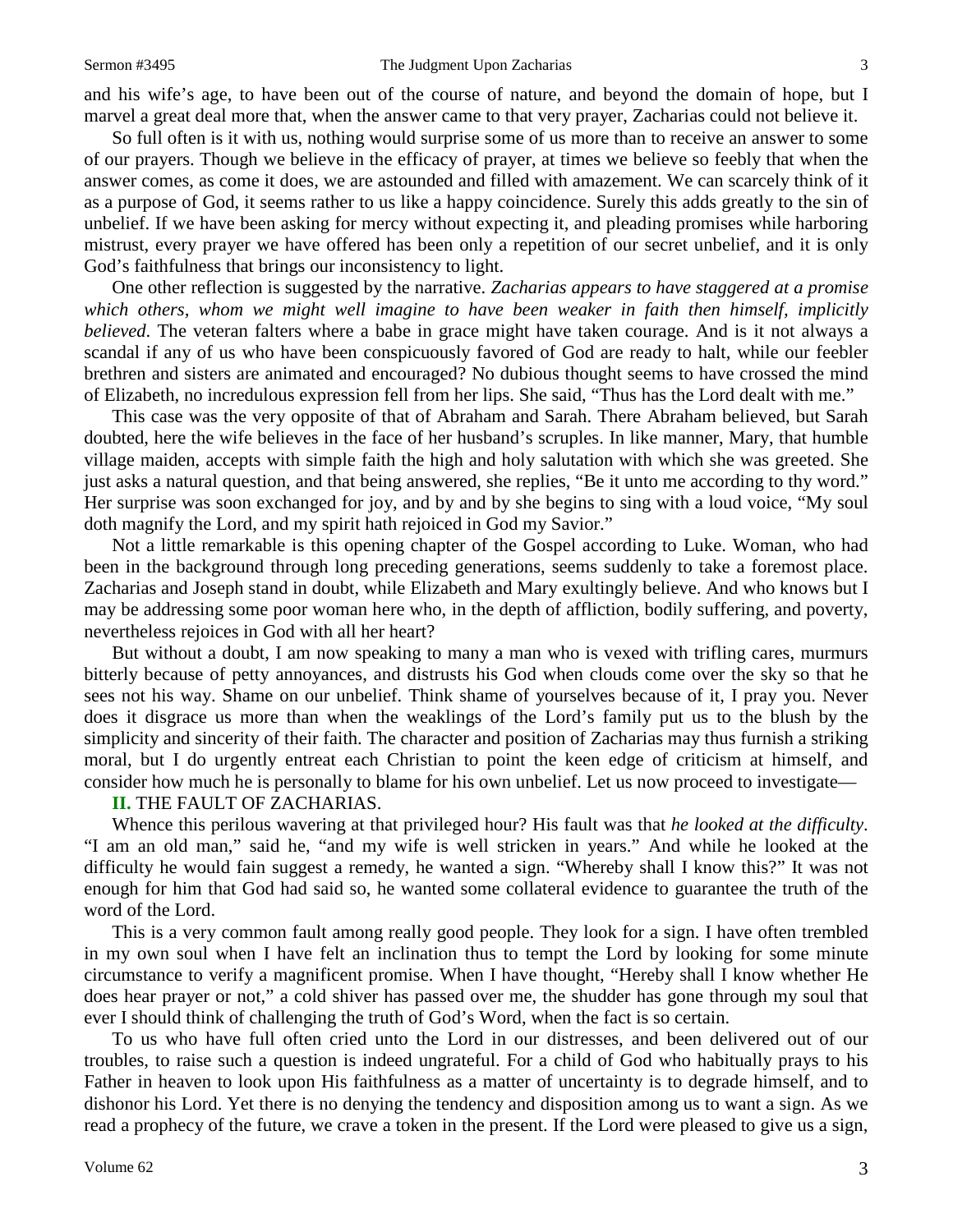and his wife's age, to have been out of the course of nature, and beyond the domain of hope, but I marvel a great deal more that, when the answer came to that very prayer, Zacharias could not believe it.

So full often is it with us, nothing would surprise some of us more than to receive an answer to some of our prayers. Though we believe in the efficacy of prayer, at times we believe so feebly that when the answer comes, as come it does, we are astounded and filled with amazement. We can scarcely think of it as a purpose of God, it seems rather to us like a happy coincidence. Surely this adds greatly to the sin of unbelief. If we have been asking for mercy without expecting it, and pleading promises while harboring mistrust, every prayer we have offered has been only a repetition of our secret unbelief, and it is only God's faithfulness that brings our inconsistency to light.

One other reflection is suggested by the narrative. *Zacharias appears to have staggered at a promise which others, whom we might well imagine to have been weaker in faith then himself, implicitly believed*. The veteran falters where a babe in grace might have taken courage. And is it not always a scandal if any of us who have been conspicuously favored of God are ready to halt, while our feebler brethren and sisters are animated and encouraged? No dubious thought seems to have crossed the mind of Elizabeth, no incredulous expression fell from her lips. She said, "Thus has the Lord dealt with me."

This case was the very opposite of that of Abraham and Sarah. There Abraham believed, but Sarah doubted, here the wife believes in the face of her husband's scruples. In like manner, Mary, that humble village maiden, accepts with simple faith the high and holy salutation with which she was greeted. She just asks a natural question, and that being answered, she replies, "Be it unto me according to thy word." Her surprise was soon exchanged for joy, and by and by she begins to sing with a loud voice, "My soul doth magnify the Lord, and my spirit hath rejoiced in God my Savior."

Not a little remarkable is this opening chapter of the Gospel according to Luke. Woman, who had been in the background through long preceding generations, seems suddenly to take a foremost place. Zacharias and Joseph stand in doubt, while Elizabeth and Mary exultingly believe. And who knows but I may be addressing some poor woman here who, in the depth of affliction, bodily suffering, and poverty, nevertheless rejoices in God with all her heart?

But without a doubt, I am now speaking to many a man who is vexed with trifling cares, murmurs bitterly because of petty annoyances, and distrusts his God when clouds come over the sky so that he sees not his way. Shame on our unbelief. Think shame of yourselves because of it, I pray you. Never does it disgrace us more than when the weaklings of the Lord's family put us to the blush by the simplicity and sincerity of their faith. The character and position of Zacharias may thus furnish a striking moral, but I do urgently entreat each Christian to point the keen edge of criticism at himself, and consider how much he is personally to blame for his own unbelief. Let us now proceed to investigate—

**II.** THE FAULT OF ZACHARIAS.

Whence this perilous wavering at that privileged hour? His fault was that *he looked at the difficulty*. "I am an old man," said he, "and my wife is well stricken in years." And while he looked at the difficulty he would fain suggest a remedy, he wanted a sign. "Whereby shall I know this?" It was not enough for him that God had said so, he wanted some collateral evidence to guarantee the truth of the word of the Lord.

This is a very common fault among really good people. They look for a sign. I have often trembled in my own soul when I have felt an inclination thus to tempt the Lord by looking for some minute circumstance to verify a magnificent promise. When I have thought, "Hereby shall I know whether He does hear prayer or not," a cold shiver has passed over me, the shudder has gone through my soul that ever I should think of challenging the truth of God's Word, when the fact is so certain.

To us who have full often cried unto the Lord in our distresses, and been delivered out of our troubles, to raise such a question is indeed ungrateful. For a child of God who habitually prays to his Father in heaven to look upon His faithfulness as a matter of uncertainty is to degrade himself, and to dishonor his Lord. Yet there is no denying the tendency and disposition among us to want a sign. As we read a prophecy of the future, we crave a token in the present. If the Lord were pleased to give us a sign,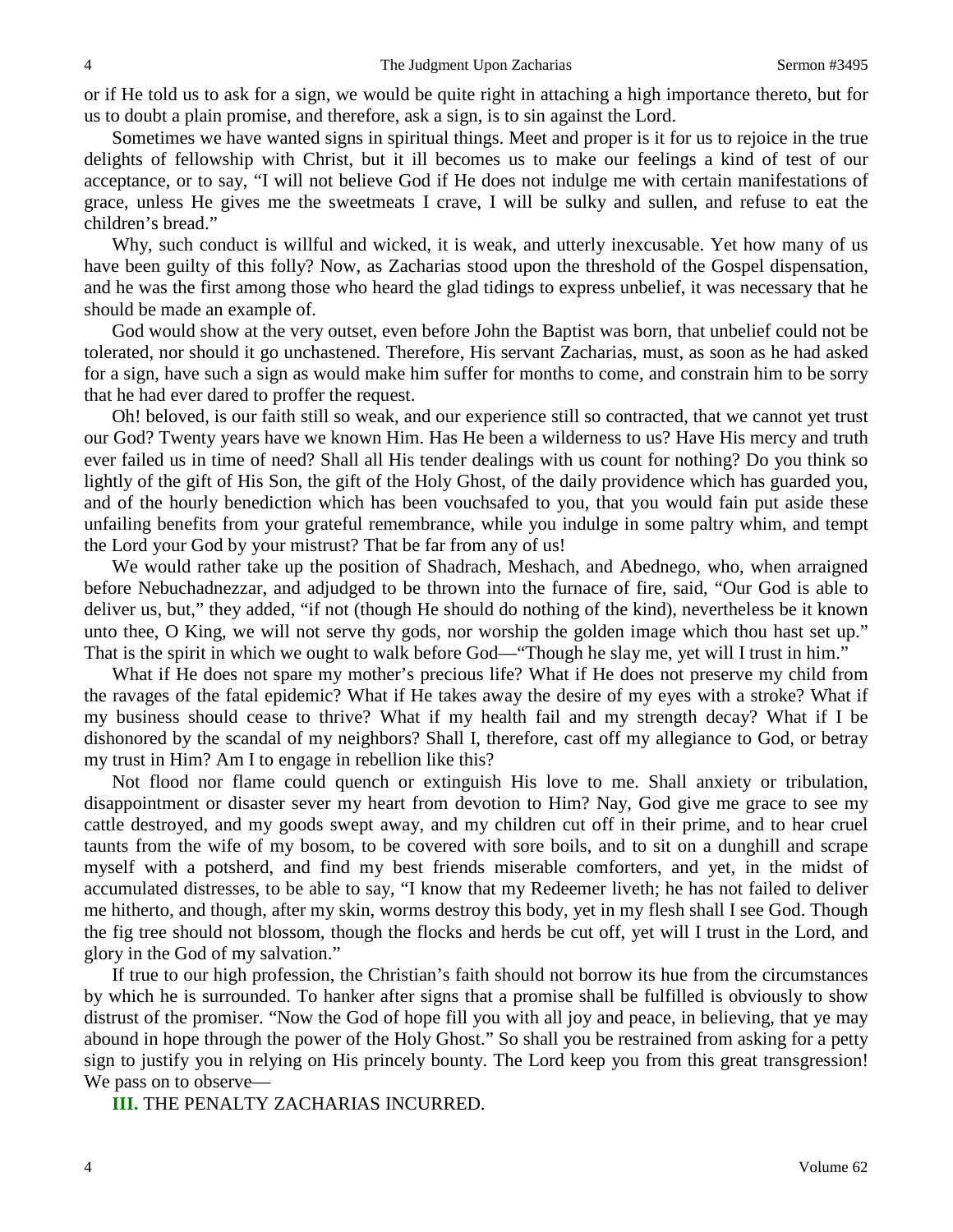or if He told us to ask for a sign, we would be quite right in attaching a high importance thereto, but for us to doubt a plain promise, and therefore, ask a sign, is to sin against the Lord.

Sometimes we have wanted signs in spiritual things. Meet and proper is it for us to rejoice in the true delights of fellowship with Christ, but it ill becomes us to make our feelings a kind of test of our acceptance, or to say, "I will not believe God if He does not indulge me with certain manifestations of grace, unless He gives me the sweetmeats I crave, I will be sulky and sullen, and refuse to eat the children's bread."

Why, such conduct is willful and wicked, it is weak, and utterly inexcusable. Yet how many of us have been guilty of this folly? Now, as Zacharias stood upon the threshold of the Gospel dispensation, and he was the first among those who heard the glad tidings to express unbelief, it was necessary that he should be made an example of.

God would show at the very outset, even before John the Baptist was born, that unbelief could not be tolerated, nor should it go unchastened. Therefore, His servant Zacharias, must, as soon as he had asked for a sign, have such a sign as would make him suffer for months to come, and constrain him to be sorry that he had ever dared to proffer the request.

Oh! beloved, is our faith still so weak, and our experience still so contracted, that we cannot yet trust our God? Twenty years have we known Him. Has He been a wilderness to us? Have His mercy and truth ever failed us in time of need? Shall all His tender dealings with us count for nothing? Do you think so lightly of the gift of His Son, the gift of the Holy Ghost, of the daily providence which has guarded you, and of the hourly benediction which has been vouchsafed to you, that you would fain put aside these unfailing benefits from your grateful remembrance, while you indulge in some paltry whim, and tempt the Lord your God by your mistrust? That be far from any of us!

We would rather take up the position of Shadrach, Meshach, and Abednego, who, when arraigned before Nebuchadnezzar, and adjudged to be thrown into the furnace of fire, said, "Our God is able to deliver us, but," they added, "if not (though He should do nothing of the kind), nevertheless be it known unto thee, O King, we will not serve thy gods, nor worship the golden image which thou hast set up." That is the spirit in which we ought to walk before God—"Though he slay me, yet will I trust in him."

What if He does not spare my mother's precious life? What if He does not preserve my child from the ravages of the fatal epidemic? What if He takes away the desire of my eyes with a stroke? What if my business should cease to thrive? What if my health fail and my strength decay? What if I be dishonored by the scandal of my neighbors? Shall I, therefore, cast off my allegiance to God, or betray my trust in Him? Am I to engage in rebellion like this?

Not flood nor flame could quench or extinguish His love to me. Shall anxiety or tribulation, disappointment or disaster sever my heart from devotion to Him? Nay, God give me grace to see my cattle destroyed, and my goods swept away, and my children cut off in their prime, and to hear cruel taunts from the wife of my bosom, to be covered with sore boils, and to sit on a dunghill and scrape myself with a potsherd, and find my best friends miserable comforters, and yet, in the midst of accumulated distresses, to be able to say, "I know that my Redeemer liveth; he has not failed to deliver me hitherto, and though, after my skin, worms destroy this body, yet in my flesh shall I see God. Though the fig tree should not blossom, though the flocks and herds be cut off, yet will I trust in the Lord, and glory in the God of my salvation."

If true to our high profession, the Christian's faith should not borrow its hue from the circumstances by which he is surrounded. To hanker after signs that a promise shall be fulfilled is obviously to show distrust of the promiser. "Now the God of hope fill you with all joy and peace, in believing, that ye may abound in hope through the power of the Holy Ghost." So shall you be restrained from asking for a petty sign to justify you in relying on His princely bounty. The Lord keep you from this great transgression! We pass on to observe—

**III.** THE PENALTY ZACHARIAS INCURRED.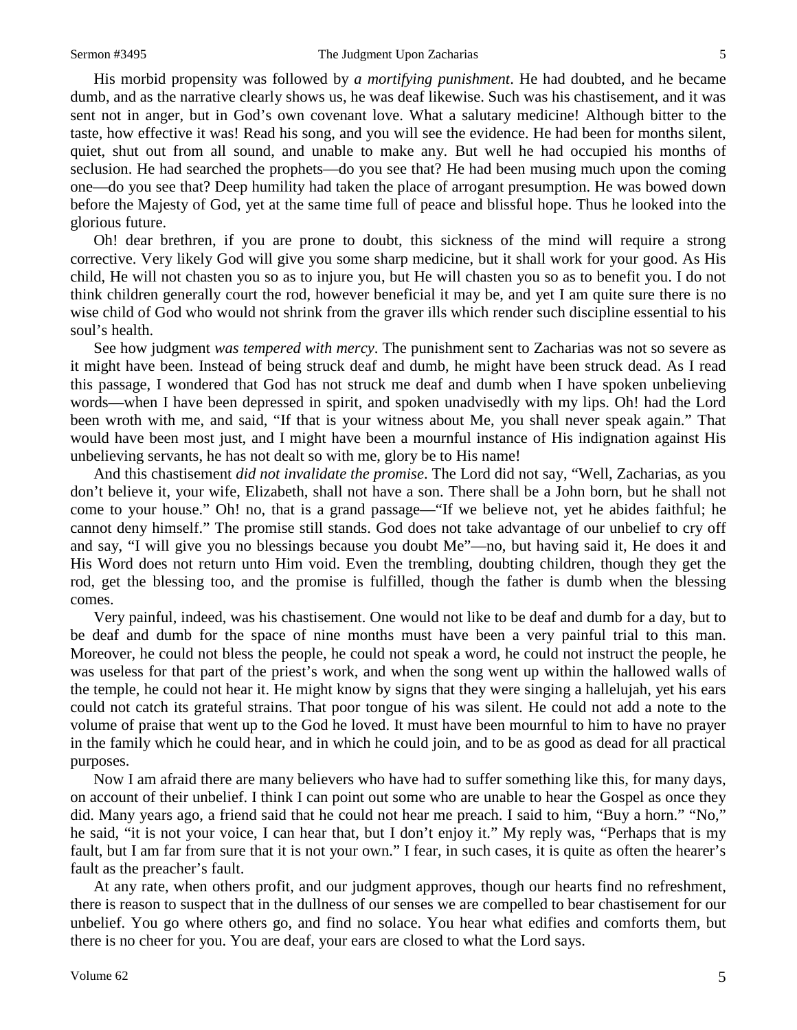His morbid propensity was followed by *a mortifying punishment*. He had doubted, and he became dumb, and as the narrative clearly shows us, he was deaf likewise. Such was his chastisement, and it was sent not in anger, but in God's own covenant love. What a salutary medicine! Although bitter to the taste, how effective it was! Read his song, and you will see the evidence. He had been for months silent, quiet, shut out from all sound, and unable to make any. But well he had occupied his months of seclusion. He had searched the prophets—do you see that? He had been musing much upon the coming one—do you see that? Deep humility had taken the place of arrogant presumption. He was bowed down before the Majesty of God, yet at the same time full of peace and blissful hope. Thus he looked into the glorious future.

Oh! dear brethren, if you are prone to doubt, this sickness of the mind will require a strong corrective. Very likely God will give you some sharp medicine, but it shall work for your good. As His child, He will not chasten you so as to injure you, but He will chasten you so as to benefit you. I do not think children generally court the rod, however beneficial it may be, and yet I am quite sure there is no wise child of God who would not shrink from the graver ills which render such discipline essential to his soul's health.

See how judgment *was tempered with mercy*. The punishment sent to Zacharias was not so severe as it might have been. Instead of being struck deaf and dumb, he might have been struck dead. As I read this passage, I wondered that God has not struck me deaf and dumb when I have spoken unbelieving words—when I have been depressed in spirit, and spoken unadvisedly with my lips. Oh! had the Lord been wroth with me, and said, "If that is your witness about Me, you shall never speak again." That would have been most just, and I might have been a mournful instance of His indignation against His unbelieving servants, he has not dealt so with me, glory be to His name!

And this chastisement *did not invalidate the promise*. The Lord did not say, "Well, Zacharias, as you don't believe it, your wife, Elizabeth, shall not have a son. There shall be a John born, but he shall not come to your house." Oh! no, that is a grand passage—"If we believe not, yet he abides faithful; he cannot deny himself." The promise still stands. God does not take advantage of our unbelief to cry off and say, "I will give you no blessings because you doubt Me"—no, but having said it, He does it and His Word does not return unto Him void. Even the trembling, doubting children, though they get the rod, get the blessing too, and the promise is fulfilled, though the father is dumb when the blessing comes.

Very painful, indeed, was his chastisement. One would not like to be deaf and dumb for a day, but to be deaf and dumb for the space of nine months must have been a very painful trial to this man. Moreover, he could not bless the people, he could not speak a word, he could not instruct the people, he was useless for that part of the priest's work, and when the song went up within the hallowed walls of the temple, he could not hear it. He might know by signs that they were singing a hallelujah, yet his ears could not catch its grateful strains. That poor tongue of his was silent. He could not add a note to the volume of praise that went up to the God he loved. It must have been mournful to him to have no prayer in the family which he could hear, and in which he could join, and to be as good as dead for all practical purposes.

Now I am afraid there are many believers who have had to suffer something like this, for many days, on account of their unbelief. I think I can point out some who are unable to hear the Gospel as once they did. Many years ago, a friend said that he could not hear me preach. I said to him, "Buy a horn." "No," he said, "it is not your voice, I can hear that, but I don't enjoy it." My reply was, "Perhaps that is my fault, but I am far from sure that it is not your own." I fear, in such cases, it is quite as often the hearer's fault as the preacher's fault.

At any rate, when others profit, and our judgment approves, though our hearts find no refreshment, there is reason to suspect that in the dullness of our senses we are compelled to bear chastisement for our unbelief. You go where others go, and find no solace. You hear what edifies and comforts them, but there is no cheer for you. You are deaf, your ears are closed to what the Lord says.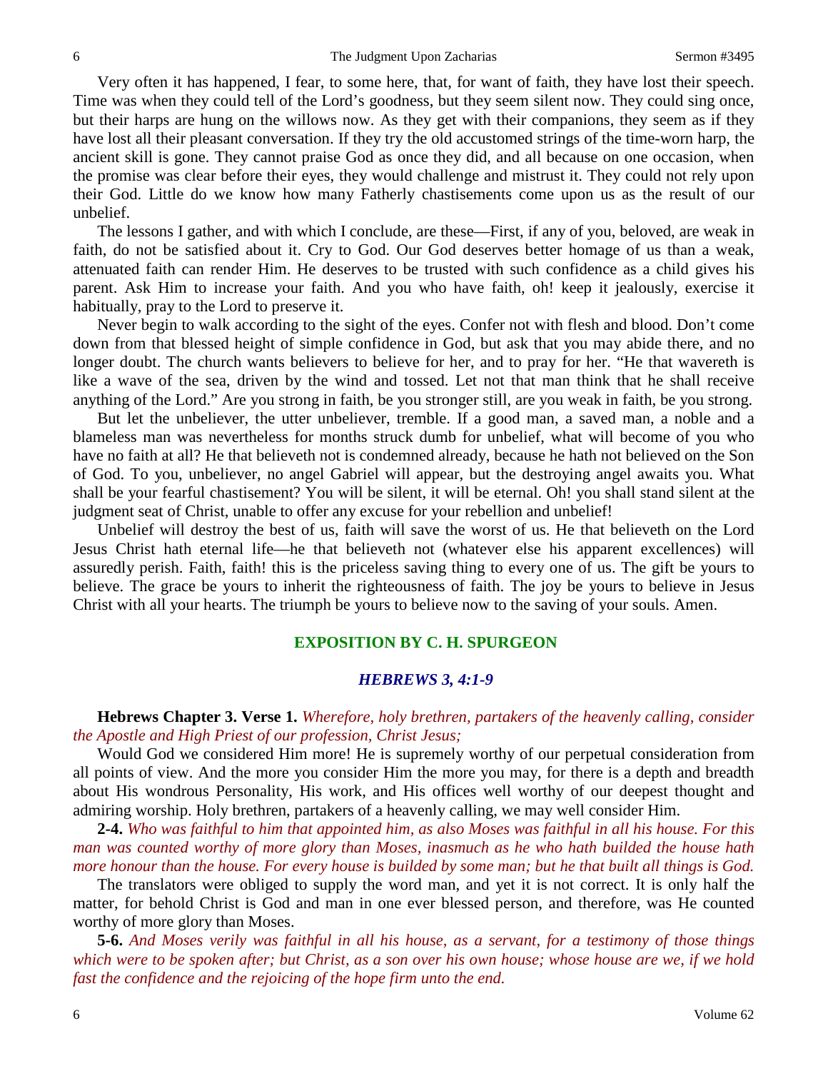Very often it has happened, I fear, to some here, that, for want of faith, they have lost their speech. Time was when they could tell of the Lord's goodness, but they seem silent now. They could sing once, but their harps are hung on the willows now. As they get with their companions, they seem as if they have lost all their pleasant conversation. If they try the old accustomed strings of the time-worn harp, the ancient skill is gone. They cannot praise God as once they did, and all because on one occasion, when the promise was clear before their eyes, they would challenge and mistrust it. They could not rely upon their God. Little do we know how many Fatherly chastisements come upon us as the result of our unbelief.

The lessons I gather, and with which I conclude, are these—First, if any of you, beloved, are weak in faith, do not be satisfied about it. Cry to God. Our God deserves better homage of us than a weak, attenuated faith can render Him. He deserves to be trusted with such confidence as a child gives his parent. Ask Him to increase your faith. And you who have faith, oh! keep it jealously, exercise it habitually, pray to the Lord to preserve it.

Never begin to walk according to the sight of the eyes. Confer not with flesh and blood. Don't come down from that blessed height of simple confidence in God, but ask that you may abide there, and no longer doubt. The church wants believers to believe for her, and to pray for her. "He that wavereth is like a wave of the sea, driven by the wind and tossed. Let not that man think that he shall receive anything of the Lord." Are you strong in faith, be you stronger still, are you weak in faith, be you strong.

But let the unbeliever, the utter unbeliever, tremble. If a good man, a saved man, a noble and a blameless man was nevertheless for months struck dumb for unbelief, what will become of you who have no faith at all? He that believeth not is condemned already, because he hath not believed on the Son of God. To you, unbeliever, no angel Gabriel will appear, but the destroying angel awaits you. What shall be your fearful chastisement? You will be silent, it will be eternal. Oh! you shall stand silent at the judgment seat of Christ, unable to offer any excuse for your rebellion and unbelief!

Unbelief will destroy the best of us, faith will save the worst of us. He that believeth on the Lord Jesus Christ hath eternal life—he that believeth not (whatever else his apparent excellences) will assuredly perish. Faith, faith! this is the priceless saving thing to every one of us. The gift be yours to believe. The grace be yours to inherit the righteousness of faith. The joy be yours to believe in Jesus Christ with all your hearts. The triumph be yours to believe now to the saving of your souls. Amen.

## EXPOSITION BY C. H. SPURGEON

### *HEBREWS 3, 4:1-9*

**Hebrews Chapter 3. Verse 1.** *Wherefore, holy brethren, partakers of the heavenly calling, consider the Apostle and High Priest of our profession, Christ Jesus;*

Would God we considered Him more! He is supremely worthy of our perpetual consideration from all points of view. And the more you consider Him the more you may, for there is a depth and breadth about His wondrous Personality, His work, and His offices well worthy of our deepest thought and admiring worship. Holy brethren, partakers of a heavenly calling, we may well consider Him.

**2-4.** *Who was faithful to him that appointed him, as also Moses was faithful in all his house. For this man was counted worthy of more glory than Moses, inasmuch as he who hath builded the house hath more honour than the house. For every house is builded by some man; but he that built all things is God.*

The translators were obliged to supply the word man, and yet it is not correct. It is only half the matter, for behold Christ is God and man in one ever blessed person, and therefore, was He counted worthy of more glory than Moses.

**5-6.** *And Moses verily was faithful in all his house, as a servant, for a testimony of those things which were to be spoken after; but Christ, as a son over his own house; whose house are we, if we hold fast the confidence and the rejoicing of the hope firm unto the end.*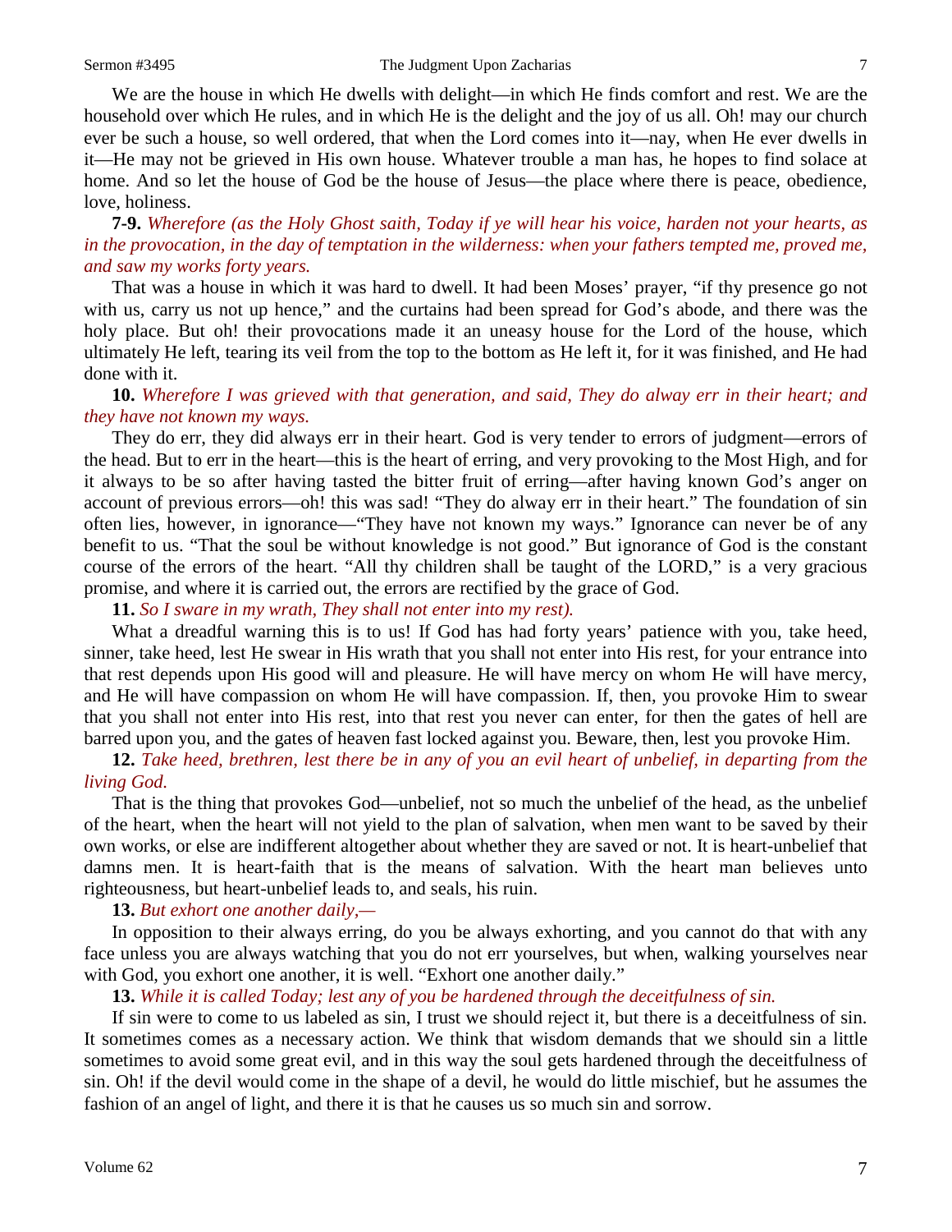We are the house in which He dwells with delight—in which He finds comfort and rest. We are the household over which He rules, and in which He is the delight and the joy of us all. Oh! may our church ever be such a house, so well ordered, that when the Lord comes into it—nay, when He ever dwells in it—He may not be grieved in His own house. Whatever trouble a man has, he hopes to find solace at home. And so let the house of God be the house of Jesus—the place where there is peace, obedience, love, holiness.

**7-9.** *Wherefore (as the Holy Ghost saith, Today if ye will hear his voice, harden not your hearts, as in the provocation, in the day of temptation in the wilderness: when your fathers tempted me, proved me, and saw my works forty years.*

That was a house in which it was hard to dwell. It had been Moses' prayer, "if thy presence go not with us, carry us not up hence," and the curtains had been spread for God's abode, and there was the holy place. But oh! their provocations made it an uneasy house for the Lord of the house, which ultimately He left, tearing its veil from the top to the bottom as He left it, for it was finished, and He had done with it.

**10.** *Wherefore I was grieved with that generation, and said, They do alway err in their heart; and they have not known my ways.*

They do err, they did always err in their heart. God is very tender to errors of judgment—errors of the head. But to err in the heart—this is the heart of erring, and very provoking to the Most High, and for it always to be so after having tasted the bitter fruit of erring—after having known God's anger on account of previous errors—oh! this was sad! "They do alway err in their heart." The foundation of sin often lies, however, in ignorance—"They have not known my ways." Ignorance can never be of any benefit to us. "That the soul be without knowledge is not good." But ignorance of God is the constant course of the errors of the heart. "All thy children shall be taught of the LORD," is a very gracious promise, and where it is carried out, the errors are rectified by the grace of God.

**11.** *So I sware in my wrath, They shall not enter into my rest).*

What a dreadful warning this is to us! If God has had forty years' patience with you, take heed, sinner, take heed, lest He swear in His wrath that you shall not enter into His rest, for your entrance into that rest depends upon His good will and pleasure. He will have mercy on whom He will have mercy, and He will have compassion on whom He will have compassion. If, then, you provoke Him to swear that you shall not enter into His rest, into that rest you never can enter, for then the gates of hell are barred upon you, and the gates of heaven fast locked against you. Beware, then, lest you provoke Him.

**12.** *Take heed, brethren, lest there be in any of you an evil heart of unbelief, in departing from the living God.*

That is the thing that provokes God—unbelief, not so much the unbelief of the head, as the unbelief of the heart, when the heart will not yield to the plan of salvation, when men want to be saved by their own works, or else are indifferent altogether about whether they are saved or not. It is heart-unbelief that damns men. It is heart-faith that is the means of salvation. With the heart man believes unto righteousness, but heart-unbelief leads to, and seals, his ruin.

**13.** *But exhort one another daily,—*

In opposition to their always erring, do you be always exhorting, and you cannot do that with any face unless you are always watching that you do not err yourselves, but when, walking yourselves near with God, you exhort one another, it is well. "Exhort one another daily."

**13.** *While it is called Today; lest any of you be hardened through the deceitfulness of sin.*

If sin were to come to us labeled as sin, I trust we should reject it, but there is a deceitfulness of sin. It sometimes comes as a necessary action. We think that wisdom demands that we should sin a little sometimes to avoid some great evil, and in this way the soul gets hardened through the deceitfulness of sin. Oh! if the devil would come in the shape of a devil, he would do little mischief, but he assumes the fashion of an angel of light, and there it is that he causes us so much sin and sorrow.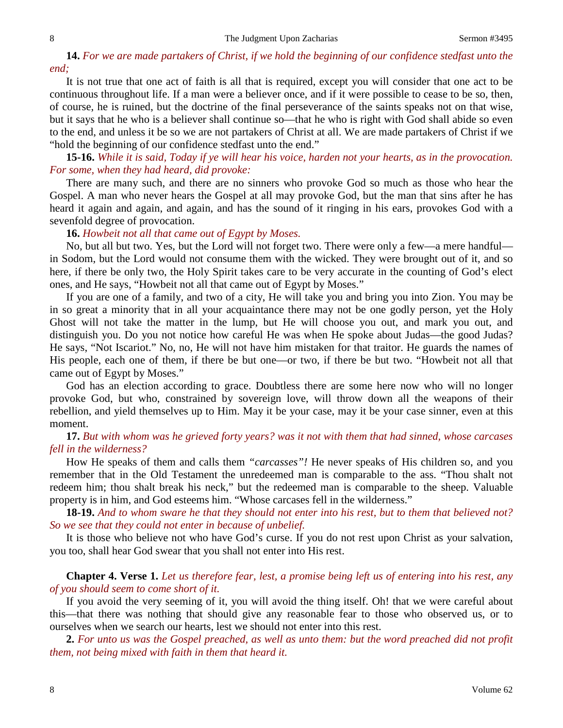**14.** *For we are made partakers of Christ, if we hold the beginning of our confidence stedfast unto the end;*

It is not true that one act of faith is all that is required, except you will consider that one act to be continuous throughout life. If a man were a believer once, and if it were possible to cease to be so, then, of course, he is ruined, but the doctrine of the final perseverance of the saints speaks not on that wise, but it says that he who is a believer shall continue so—that he who is right with God shall abide so even to the end, and unless it be so we are not partakers of Christ at all. We are made partakers of Christ if we "hold the beginning of our confidence stedfast unto the end."

**15-16.** *While it is said, Today if ye will hear his voice, harden not your hearts, as in the provocation. For some, when they had heard, did provoke:*

There are many such, and there are no sinners who provoke God so much as those who hear the Gospel. A man who never hears the Gospel at all may provoke God, but the man that sins after he has heard it again and again, and again, and has the sound of it ringing in his ears, provokes God with a sevenfold degree of provocation.

**16.** *Howbeit not all that came out of Egypt by Moses.*

No, but all but two. Yes, but the Lord will not forget two. There were only a few—a mere handful—in Sodom, but the Lord would not consume them with the wicked. They were brought out of it, and so here, if there be only two, the Holy Spirit takes care to be very accurate in the counting of God's elect ones, and He says, "Howbeit not all that came out of Egypt by Moses."

If you are one of a family, and two of a city, He will take you and bring you into Zion. You may be in so great a minority that in all your acquaintance there may not be one godly person, yet the Holy Ghost will not take the matter in the lump, but He will choose you out, and mark you out, and distinguish you. Do you not notice how careful He was when He spoke about Judas—the good Judas? He says, "Not Iscariot." No, no, He will not have him mistaken for that traitor. He guards the names of His people, each one of them, if there be but one—or two, if there be but two. "Howbeit not all that came out of Egypt by Moses."

God has an election according to grace. Doubtless there are some here now who will no longer provoke God, but who, constrained by sovereign love, will throw down all the weapons of their rebellion, and yield themselves up to Him. May it be your case, may it be your case sinner, even at this moment.

**17.** *But with whom was he grieved forty years? was it not with them that had sinned, whose carcases fell in the wilderness?*

How He speaks of them and calls them *"carcasses"!* He never speaks of His children so, and you remember that in the Old Testament the unredeemed man is comparable to the ass. "Thou shalt not redeem him; thou shalt break his neck," but the redeemed man is comparable to the sheep. Valuable property is in him, and God esteems him. "Whose carcases fell in the wilderness."

**18-19.** *And to whom sware he that they should not enter into his rest, but to them that believed not? So we see that they could not enter in because of unbelief.*

It is those who believe not who have God's curse. If you do not rest upon Christ as your salvation, you too, shall hear God swear that you shall not enter into His rest.

**Chapter 4. Verse 1.** *Let us therefore fear, lest, a promise being left us of entering into his rest, any of you should seem to come short of it.*

If you avoid the very seeming of it, you will avoid the thing itself. Oh! that we were careful about this—that there was nothing that should give any reasonable fear to those who observed us, or to ourselves when we search our hearts, lest we should not enter into this rest.

**2.** *For unto us was the Gospel preached, as well as unto them: but the word preached did not profit them, not being mixed with faith in them that heard it.*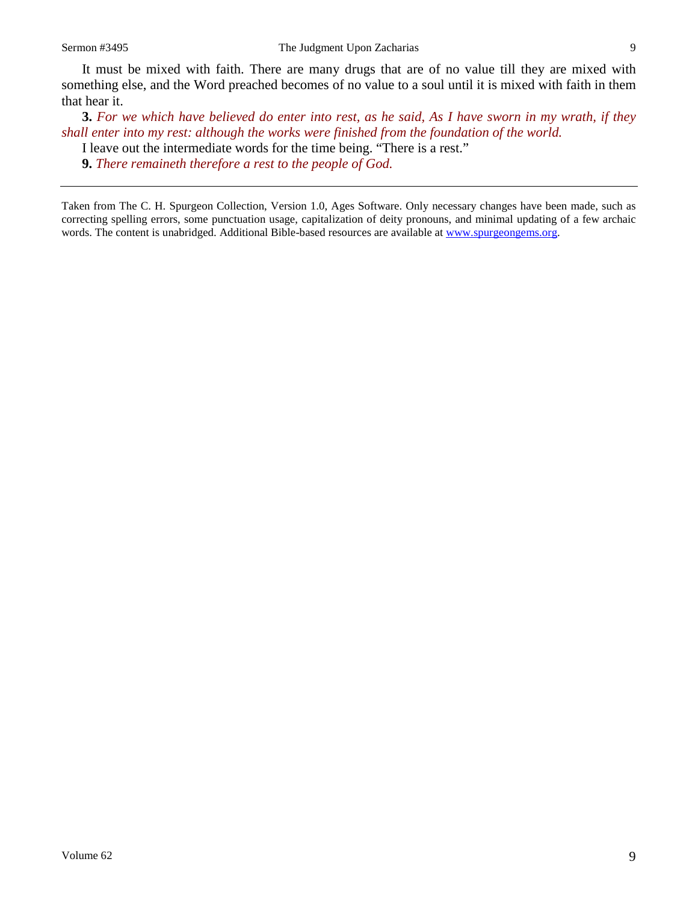It must be mixed with faith. There are many drugs that are of no value till they are mixed with something else, and the Word preached becomes of no value to a soul until it is mixed with faith in them that hear it.

**3.** *For we which have believed do enter into rest, as he said, As I have sworn in my wrath, if they shall enter into my rest: although the works were finished from the foundation of the world.*

I leave out the intermediate words for the time being. “There is a rest.”

**9.** *There remaineth therefore a rest to the people of God.*

---

Taken from The C. H. Spurgeon Collection, Version 1.0, Ages Software. Only necessary changes have been made, such as correcting spelling errors, some punctuation usage, capitalization of deity pronouns, and minimal updating of a few archaic words. The content is unabridged. Additional Bible-based resources are available at [www.spurgeongems.org](http://www.spurgeongems.org).